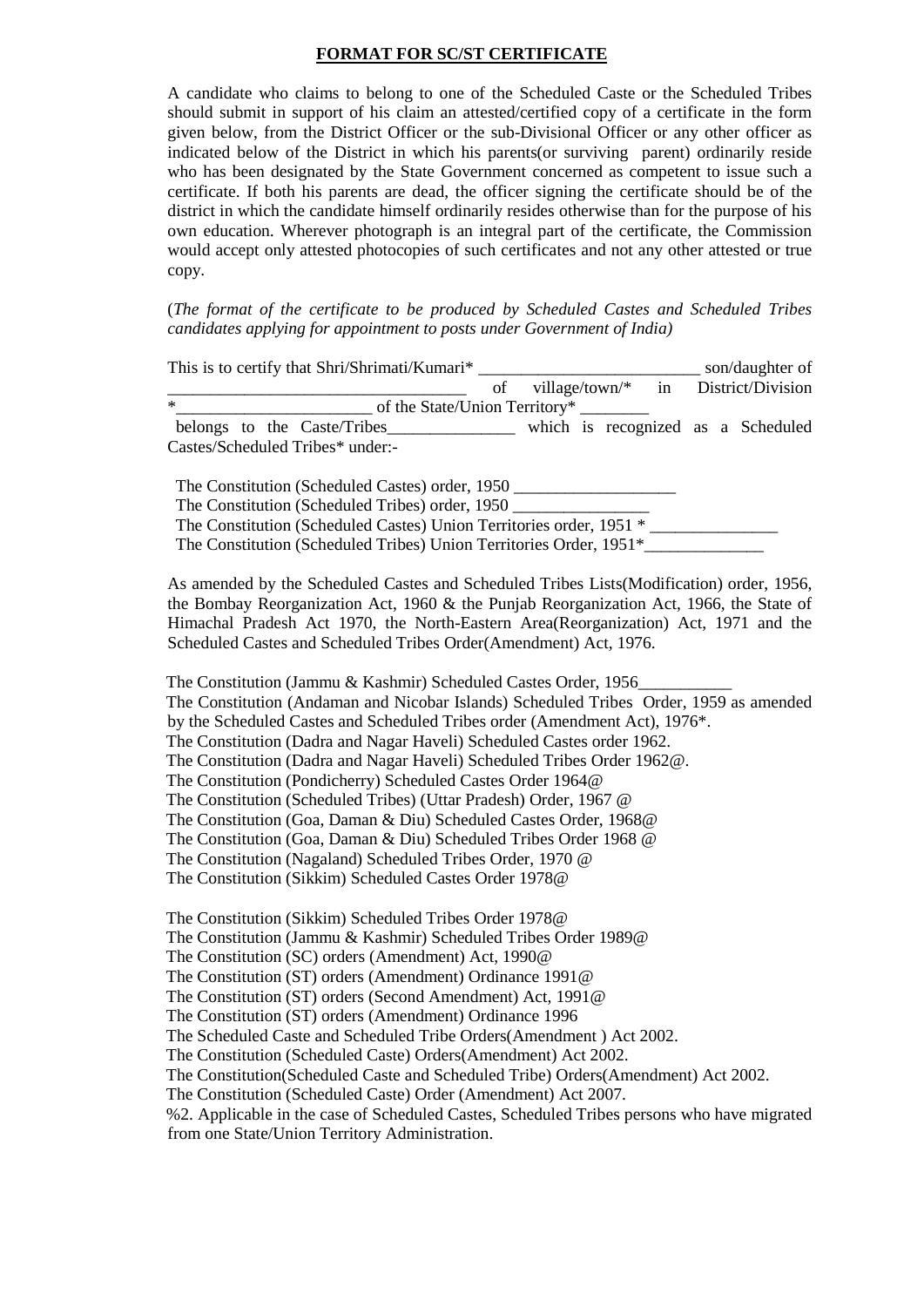## FORMAT FOR SC/ST CERTIFICATE

A candidate who claims to belong to one of the Scheduled Caste or the Scheduled Tribes should submit in support of his claim an attested/certified copy of a certificate in the form given below, from the District Officer or the sub-Divisional Officer or any other officer as indicated below of the District in which his parents(or surviving parent) ordinarily reside who has been designated by the State Government concerned as competent to issue such a certificate. If both his parents are dead, the officer signing the certificate should be of the district in which the candidate himself ordinarily resides otherwise than for the purpose of his own education. Wherever photograph is an integral part of the certificate, the Commission would accept only attested photocopies of such certificates and not any other attested or true copy.

(*The format of the certificate to be produced by Scheduled Castes and Scheduled Tribes candidates applying for appointment to posts under Government of India)*

This is to certify that Shri/Shrimati/Kumari* ___________________________ son/daughter of ____________________________________ of village/town/* in District/Division *_______________________ of the State/Union Territory* ________ belongs to the Caste/Tribes_______________ which is recognized as a Scheduled Castes/Scheduled Tribes* under:-

The Constitution (Scheduled Castes) order, 1950 ___________________
The Constitution (Scheduled Tribes) order, 1950 ________________
The Constitution (Scheduled Castes) Union Territories order, 1951 * _______________
The Constitution (Scheduled Tribes) Union Territories Order, 1951*______________

As amended by the Scheduled Castes and Scheduled Tribes Lists(Modification) order, 1956, the Bombay Reorganization Act, 1960 & the Punjab Reorganization Act, 1966, the State of Himachal Pradesh Act 1970, the North-Eastern Area(Reorganization) Act, 1971 and the Scheduled Castes and Scheduled Tribes Order(Amendment) Act, 1976.

The Constitution (Jammu & Kashmir) Scheduled Castes Order, 1956___________
The Constitution (Andaman and Nicobar Islands) Scheduled Tribes Order, 1959 as amended by the Scheduled Castes and Scheduled Tribes order (Amendment Act), 1976*.
The Constitution (Dadra and Nagar Haveli) Scheduled Castes order 1962.
The Constitution (Dadra and Nagar Haveli) Scheduled Tribes Order 1962@.
The Constitution (Pondicherry) Scheduled Castes Order 1964@
The Constitution (Scheduled Tribes) (Uttar Pradesh) Order, 1967 @
The Constitution (Goa, Daman & Diu) Scheduled Castes Order, 1968@
The Constitution (Goa, Daman & Diu) Scheduled Tribes Order 1968 @
The Constitution (Nagaland) Scheduled Tribes Order, 1970 @
The Constitution (Sikkim) Scheduled Castes Order 1978@

The Constitution (Sikkim) Scheduled Tribes Order 1978@
The Constitution (Jammu & Kashmir) Scheduled Tribes Order 1989@
The Constitution (SC) orders (Amendment) Act, 1990@
The Constitution (ST) orders (Amendment) Ordinance 1991@
The Constitution (ST) orders (Second Amendment) Act, 1991@
The Constitution (ST) orders (Amendment) Ordinance 1996
The Scheduled Caste and Scheduled Tribe Orders(Amendment ) Act 2002.
The Constitution (Scheduled Caste) Orders(Amendment) Act 2002.
The Constitution(Scheduled Caste and Scheduled Tribe) Orders(Amendment) Act 2002.
The Constitution (Scheduled Caste) Order (Amendment) Act 2007.
%2. Applicable in the case of Scheduled Castes, Scheduled Tribes persons who have migrated from one State/Union Territory Administration.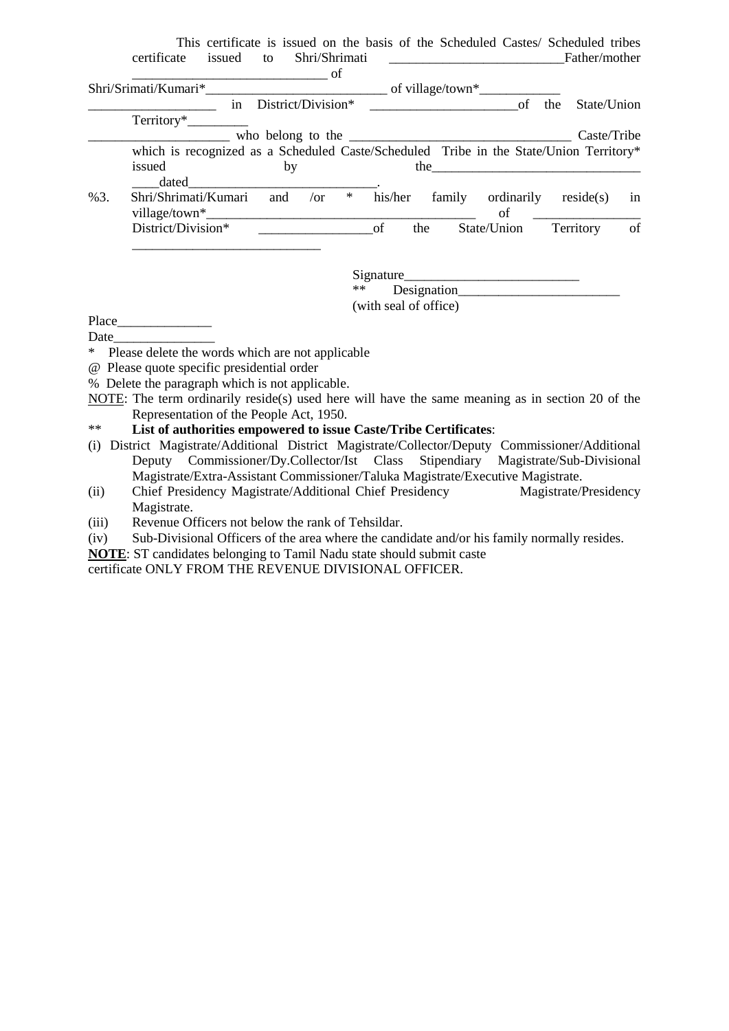This certificate is issued on the basis of the Scheduled Castes/ Scheduled tribes certificate issued to Shri/Shrimati __________________________Father/mother ______________________________ of Shri/Srimati/Kumari*___________________________ of village/town*____________ ___________________ in District/Division* ______________________of the State/Union Territory*_________ _____________________ who belong to the _________________________________ Caste/Tribe which is recognized as a Scheduled Caste/Scheduled Tribe in the State/Union Territory* issued by the_______________________________ ____dated___________________________.

%3. Shri/Shrimati/Kumari and /or * his/her family ordinarily reside(s) in village/town*________________________________________ of ________________ District/Division* _________________of the State/Union Territory of ____________________________

Signature__________________________

** Designation________________________

(with seal of office)

Place______________

Date_______________

\* Please delete the words which are not applicable

@ Please quote specific presidential order

% Delete the paragraph which is not applicable.

NOTE: The term ordinarily reside(s) used here will have the same meaning as in section 20 of the Representation of the People Act, 1950.

\*\* **List of authorities empowered to issue Caste/Tribe Certificates**:

(i) District Magistrate/Additional District Magistrate/Collector/Deputy Commissioner/Additional Deputy Commissioner/Dy.Collector/Ist Class Stipendiary Magistrate/Sub-Divisional Magistrate/Extra-Assistant Commissioner/Taluka Magistrate/Executive Magistrate.

(ii) Chief Presidency Magistrate/Additional Chief Presidency Magistrate/Presidency Magistrate.

(iii) Revenue Officers not below the rank of Tehsildar.

(iv) Sub-Divisional Officers of the area where the candidate and/or his family normally resides.

**NOTE**: ST candidates belonging to Tamil Nadu state should submit caste certificate ONLY FROM THE REVENUE DIVISIONAL OFFICER.